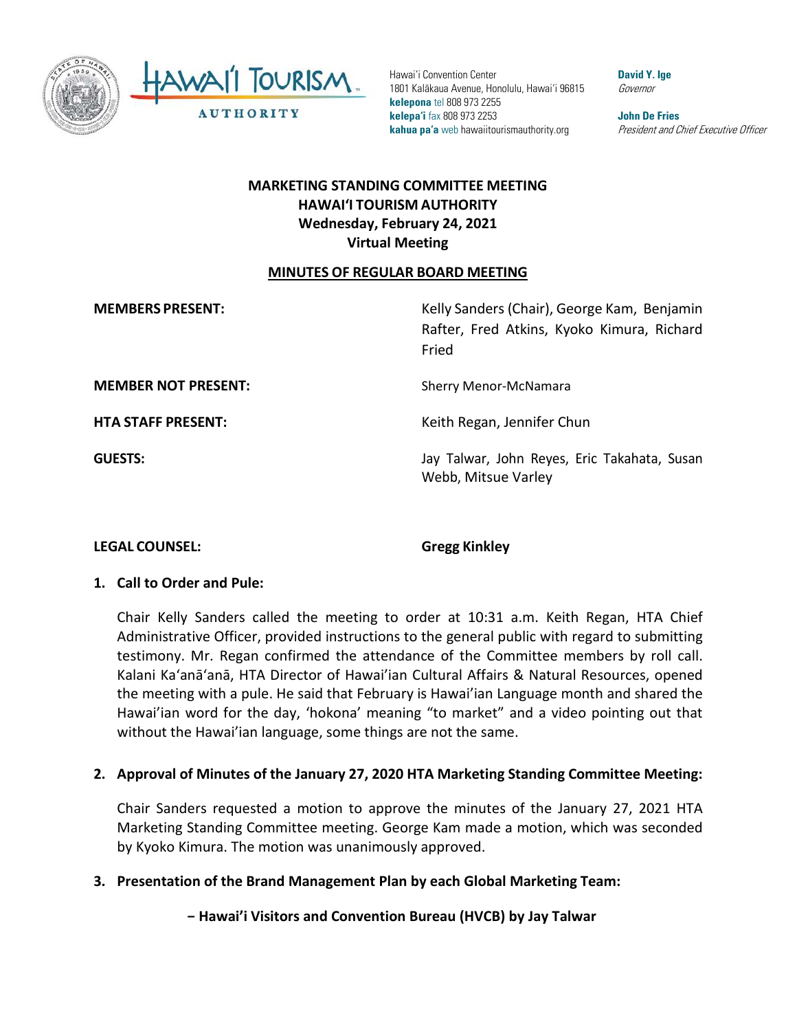Hawaiʻi Convention Center
1801 Kalākaua Avenue, Honolulu, Hawaiʻi 96815
**kelepona** tel 808 973 2255
**kelepaʻi** fax 808 973 2253
**kahua paʻa** web hawaiitourismauthority.org

**David Y. Ige**
*Governor*

**John De Fries**
*President and Chief Executive Officer*

# MARKETING STANDING COMMITTEE MEETING
# HAWAIʻI TOURISM AUTHORITY
# Wednesday, February 24, 2021
# Virtual Meeting

## MINUTES OF REGULAR BOARD MEETING

| | |
|---|---|
| **MEMBERS PRESENT:** | Kelly Sanders (Chair), George Kam, Benjamin Rafter, Fred Atkins, Kyoko Kimura, Richard Fried |
| **MEMBER NOT PRESENT:** | Sherry Menor-McNamara |
| **HTA STAFF PRESENT:** | Keith Regan, Jennifer Chun |
| **GUESTS:** | Jay Talwar, John Reyes, Eric Takahata, Susan Webb, Mitsue Varley |
| **LEGAL COUNSEL:** | **Gregg Kinkley** |

**1. Call to Order and Pule:**

Chair Kelly Sanders called the meeting to order at 10:31 a.m. Keith Regan, HTA Chief Administrative Officer, provided instructions to the general public with regard to submitting testimony. Mr. Regan confirmed the attendance of the Committee members by roll call. Kalani Kaʻanāʻanā, HTA Director of Hawaiʻian Cultural Affairs & Natural Resources, opened the meeting with a pule. He said that February is Hawaiʻian Language month and shared the Hawaiʻian word for the day, ʻhokonaʼ meaning "to market" and a video pointing out that without the Hawaiʻian language, some things are not the same.

**2. Approval of Minutes of the January 27, 2020 HTA Marketing Standing Committee Meeting:**

Chair Sanders requested a motion to approve the minutes of the January 27, 2021 HTA Marketing Standing Committee meeting. George Kam made a motion, which was seconded by Kyoko Kimura. The motion was unanimously approved.

**3. Presentation of the Brand Management Plan by each Global Marketing Team:**

**− Hawaiʻi Visitors and Convention Bureau (HVCB) by Jay Talwar**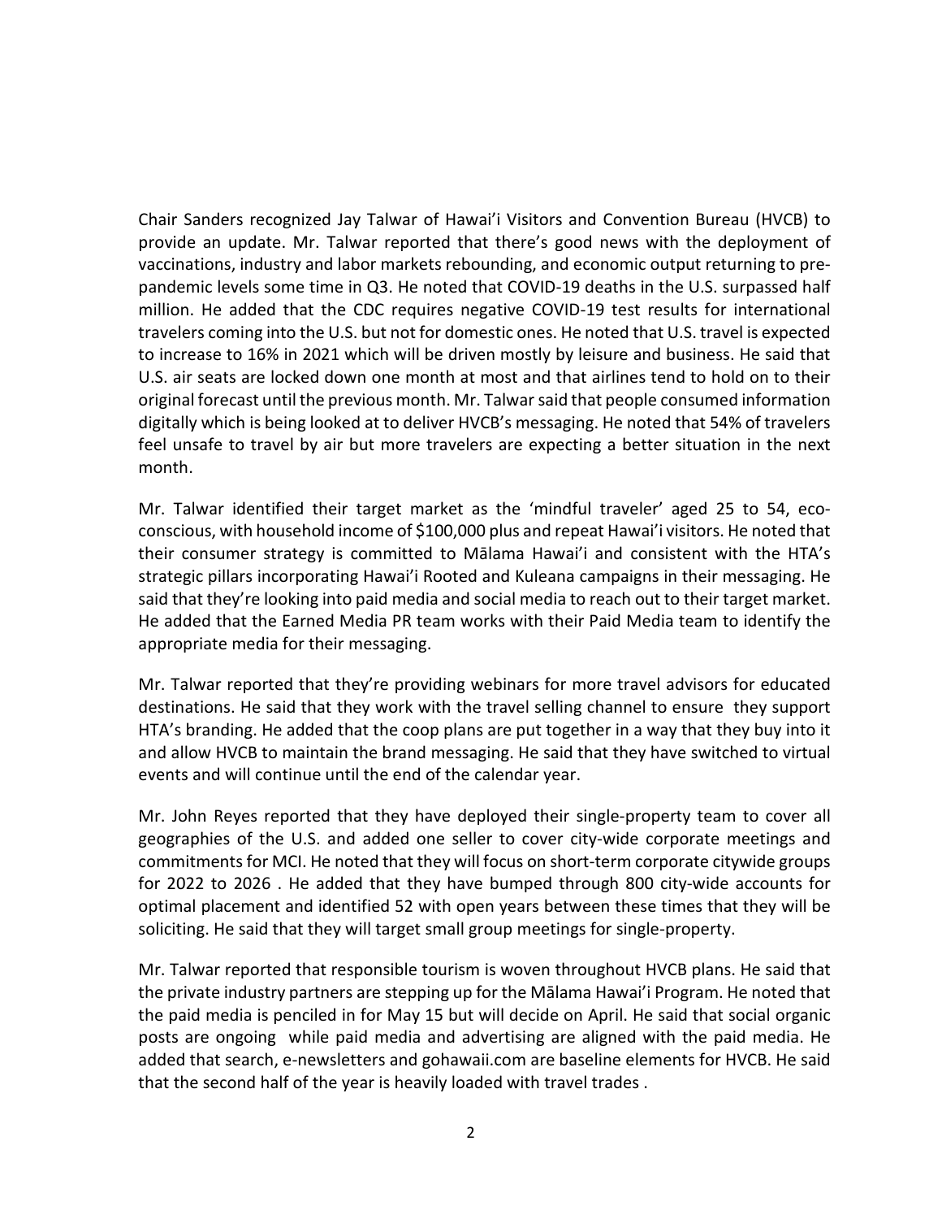Chair Sanders recognized Jay Talwar of Hawai'i Visitors and Convention Bureau (HVCB) to provide an update. Mr. Talwar reported that there's good news with the deployment of vaccinations, industry and labor markets rebounding, and economic output returning to pre-pandemic levels some time in Q3. He noted that COVID-19 deaths in the U.S. surpassed half million. He added that the CDC requires negative COVID-19 test results for international travelers coming into the U.S. but not for domestic ones. He noted that U.S. travel is expected to increase to 16% in 2021 which will be driven mostly by leisure and business. He said that U.S. air seats are locked down one month at most and that airlines tend to hold on to their original forecast until the previous month. Mr. Talwar said that people consumed information digitally which is being looked at to deliver HVCB's messaging. He noted that 54% of travelers feel unsafe to travel by air but more travelers are expecting a better situation in the next month.

Mr. Talwar identified their target market as the 'mindful traveler' aged 25 to 54, eco-conscious, with household income of $100,000 plus and repeat Hawai'i visitors. He noted that their consumer strategy is committed to Mālama Hawai'i and consistent with the HTA's strategic pillars incorporating Hawai'i Rooted and Kuleana campaigns in their messaging. He said that they're looking into paid media and social media to reach out to their target market. He added that the Earned Media PR team works with their Paid Media team to identify the appropriate media for their messaging.

Mr. Talwar reported that they're providing webinars for more travel advisors for educated destinations. He said that they work with the travel selling channel to ensure they support HTA's branding. He added that the coop plans are put together in a way that they buy into it and allow HVCB to maintain the brand messaging. He said that they have switched to virtual events and will continue until the end of the calendar year.

Mr. John Reyes reported that they have deployed their single-property team to cover all geographies of the U.S. and added one seller to cover city-wide corporate meetings and commitments for MCI. He noted that they will focus on short-term corporate citywide groups for 2022 to 2026 . He added that they have bumped through 800 city-wide accounts for optimal placement and identified 52 with open years between these times that they will be soliciting. He said that they will target small group meetings for single-property.

Mr. Talwar reported that responsible tourism is woven throughout HVCB plans. He said that the private industry partners are stepping up for the Mālama Hawai'i Program. He noted that the paid media is penciled in for May 15 but will decide on April. He said that social organic posts are ongoing while paid media and advertising are aligned with the paid media. He added that search, e-newsletters and gohawaii.com are baseline elements for HVCB. He said that the second half of the year is heavily loaded with travel trades .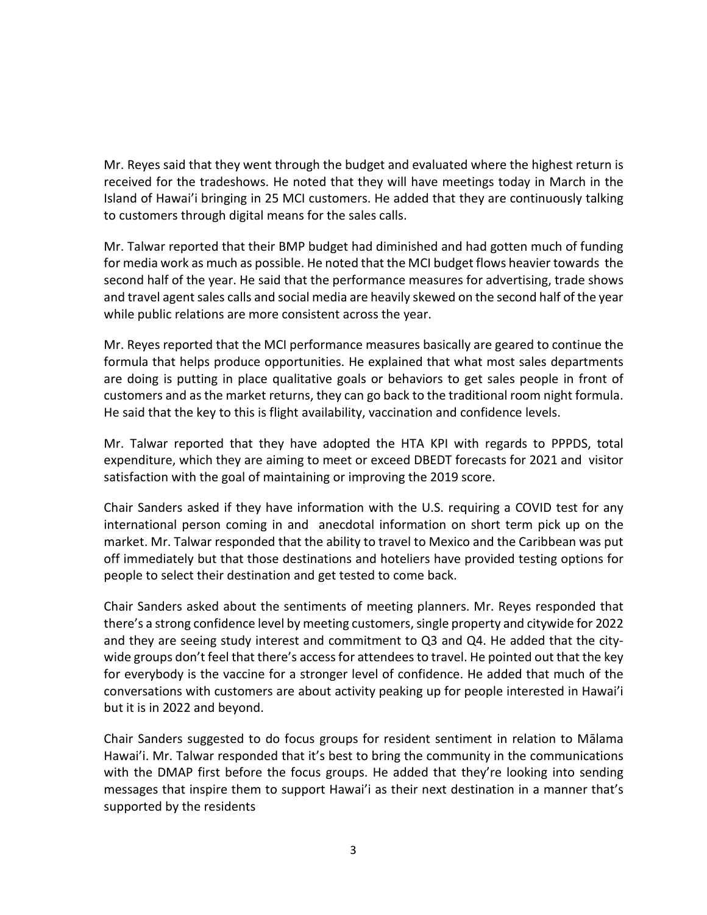Mr. Reyes said that they went through the budget and evaluated where the highest return is received for the tradeshows. He noted that they will have meetings today in March in the Island of Hawai'i bringing in 25 MCI customers. He added that they are continuously talking to customers through digital means for the sales calls.

Mr. Talwar reported that their BMP budget had diminished and had gotten much of funding for media work as much as possible. He noted that the MCI budget flows heavier towards the second half of the year. He said that the performance measures for advertising, trade shows and travel agent sales calls and social media are heavily skewed on the second half of the year while public relations are more consistent across the year.

Mr. Reyes reported that the MCI performance measures basically are geared to continue the formula that helps produce opportunities. He explained that what most sales departments are doing is putting in place qualitative goals or behaviors to get sales people in front of customers and as the market returns, they can go back to the traditional room night formula. He said that the key to this is flight availability, vaccination and confidence levels.

Mr. Talwar reported that they have adopted the HTA KPI with regards to PPPDS, total expenditure, which they are aiming to meet or exceed DBEDT forecasts for 2021 and visitor satisfaction with the goal of maintaining or improving the 2019 score.

Chair Sanders asked if they have information with the U.S. requiring a COVID test for any international person coming in and anecdotal information on short term pick up on the market. Mr. Talwar responded that the ability to travel to Mexico and the Caribbean was put off immediately but that those destinations and hoteliers have provided testing options for people to select their destination and get tested to come back.

Chair Sanders asked about the sentiments of meeting planners. Mr. Reyes responded that there's a strong confidence level by meeting customers, single property and citywide for 2022 and they are seeing study interest and commitment to Q3 and Q4. He added that the city-wide groups don't feel that there's access for attendees to travel. He pointed out that the key for everybody is the vaccine for a stronger level of confidence. He added that much of the conversations with customers are about activity peaking up for people interested in Hawai'i but it is in 2022 and beyond.

Chair Sanders suggested to do focus groups for resident sentiment in relation to Mālama Hawai'i. Mr. Talwar responded that it's best to bring the community in the communications with the DMAP first before the focus groups. He added that they're looking into sending messages that inspire them to support Hawai'i as their next destination in a manner that's supported by the residents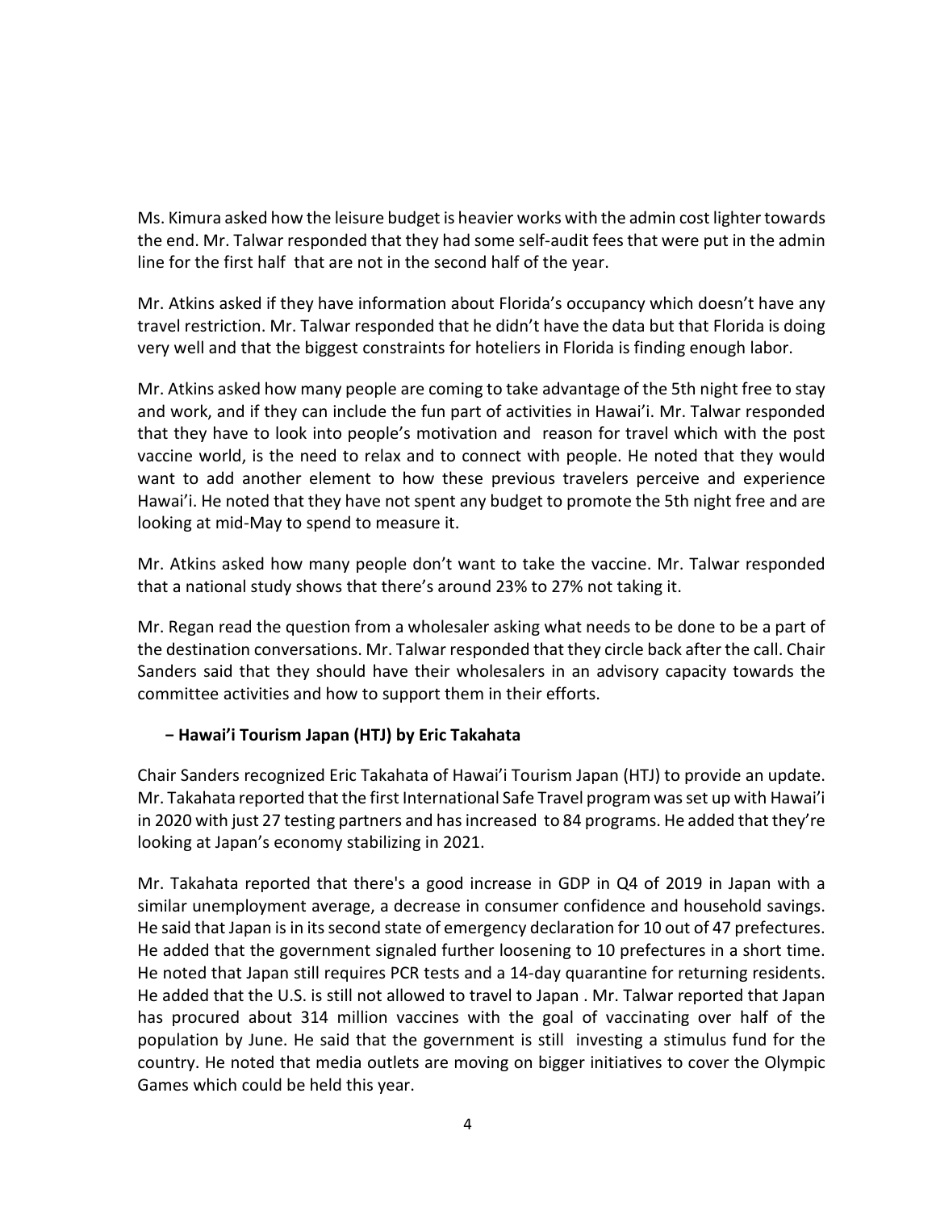Ms. Kimura asked how the leisure budget is heavier works with the admin cost lighter towards the end. Mr. Talwar responded that they had some self-audit fees that were put in the admin line for the first half that are not in the second half of the year.

Mr. Atkins asked if they have information about Florida's occupancy which doesn't have any travel restriction. Mr. Talwar responded that he didn't have the data but that Florida is doing very well and that the biggest constraints for hoteliers in Florida is finding enough labor.

Mr. Atkins asked how many people are coming to take advantage of the 5th night free to stay and work, and if they can include the fun part of activities in Hawai'i. Mr. Talwar responded that they have to look into people's motivation and reason for travel which with the post vaccine world, is the need to relax and to connect with people. He noted that they would want to add another element to how these previous travelers perceive and experience Hawai'i. He noted that they have not spent any budget to promote the 5th night free and are looking at mid-May to spend to measure it.

Mr. Atkins asked how many people don't want to take the vaccine. Mr. Talwar responded that a national study shows that there's around 23% to 27% not taking it.

Mr. Regan read the question from a wholesaler asking what needs to be done to be a part of the destination conversations. Mr. Talwar responded that they circle back after the call. Chair Sanders said that they should have their wholesalers in an advisory capacity towards the committee activities and how to support them in their efforts.

- **Hawai'i Tourism Japan (HTJ) by Eric Takahata**

Chair Sanders recognized Eric Takahata of Hawai'i Tourism Japan (HTJ) to provide an update. Mr. Takahata reported that the first International Safe Travel program was set up with Hawai'i in 2020 with just 27 testing partners and has increased to 84 programs. He added that they're looking at Japan's economy stabilizing in 2021.

Mr. Takahata reported that there's a good increase in GDP in Q4 of 2019 in Japan with a similar unemployment average, a decrease in consumer confidence and household savings. He said that Japan is in its second state of emergency declaration for 10 out of 47 prefectures. He added that the government signaled further loosening to 10 prefectures in a short time. He noted that Japan still requires PCR tests and a 14-day quarantine for returning residents. He added that the U.S. is still not allowed to travel to Japan . Mr. Talwar reported that Japan has procured about 314 million vaccines with the goal of vaccinating over half of the population by June. He said that the government is still investing a stimulus fund for the country. He noted that media outlets are moving on bigger initiatives to cover the Olympic Games which could be held this year.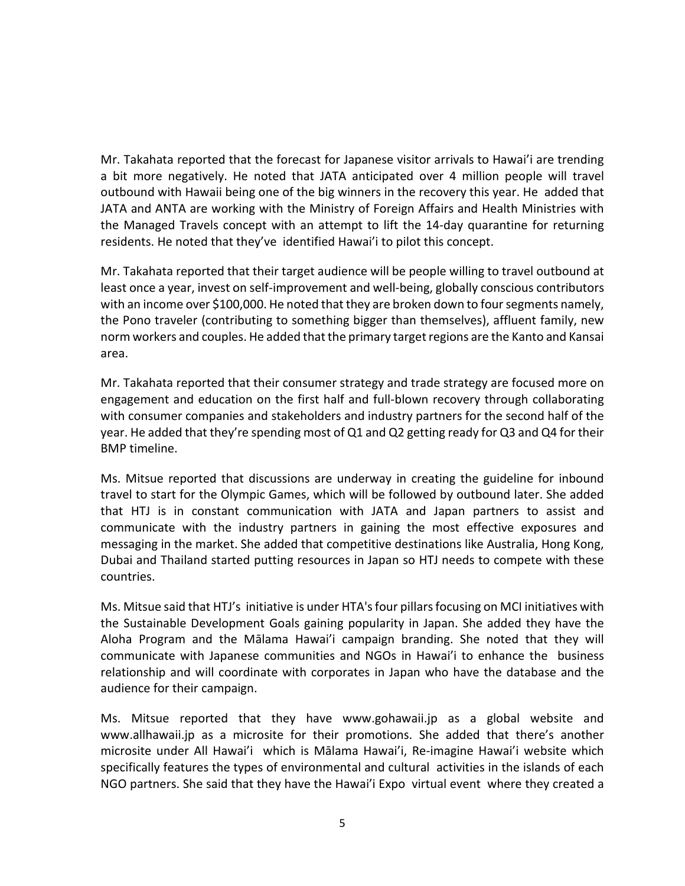Mr. Takahata reported that the forecast for Japanese visitor arrivals to Hawai'i are trending a bit more negatively. He noted that JATA anticipated over 4 million people will travel outbound with Hawaii being one of the big winners in the recovery this year. He added that JATA and ANTA are working with the Ministry of Foreign Affairs and Health Ministries with the Managed Travels concept with an attempt to lift the 14-day quarantine for returning residents. He noted that they've identified Hawai'i to pilot this concept.

Mr. Takahata reported that their target audience will be people willing to travel outbound at least once a year, invest on self-improvement and well-being, globally conscious contributors with an income over $100,000. He noted that they are broken down to four segments namely, the Pono traveler (contributing to something bigger than themselves), affluent family, new norm workers and couples. He added that the primary target regions are the Kanto and Kansai area.

Mr. Takahata reported that their consumer strategy and trade strategy are focused more on engagement and education on the first half and full-blown recovery through collaborating with consumer companies and stakeholders and industry partners for the second half of the year. He added that they're spending most of Q1 and Q2 getting ready for Q3 and Q4 for their BMP timeline.

Ms. Mitsue reported that discussions are underway in creating the guideline for inbound travel to start for the Olympic Games, which will be followed by outbound later. She added that HTJ is in constant communication with JATA and Japan partners to assist and communicate with the industry partners in gaining the most effective exposures and messaging in the market. She added that competitive destinations like Australia, Hong Kong, Dubai and Thailand started putting resources in Japan so HTJ needs to compete with these countries.

Ms. Mitsue said that HTJ's initiative is under HTA's four pillars focusing on MCI initiatives with the Sustainable Development Goals gaining popularity in Japan. She added they have the Aloha Program and the Mālama Hawai'i campaign branding. She noted that they will communicate with Japanese communities and NGOs in Hawai'i to enhance the business relationship and will coordinate with corporates in Japan who have the database and the audience for their campaign.

Ms. Mitsue reported that they have www.gohawaii.jp as a global website and www.allhawaii.jp as a microsite for their promotions. She added that there's another microsite under All Hawai'i which is Mālama Hawai'i, Re-imagine Hawai'i website which specifically features the types of environmental and cultural activities in the islands of each NGO partners. She said that they have the Hawai'i Expo virtual event where they created a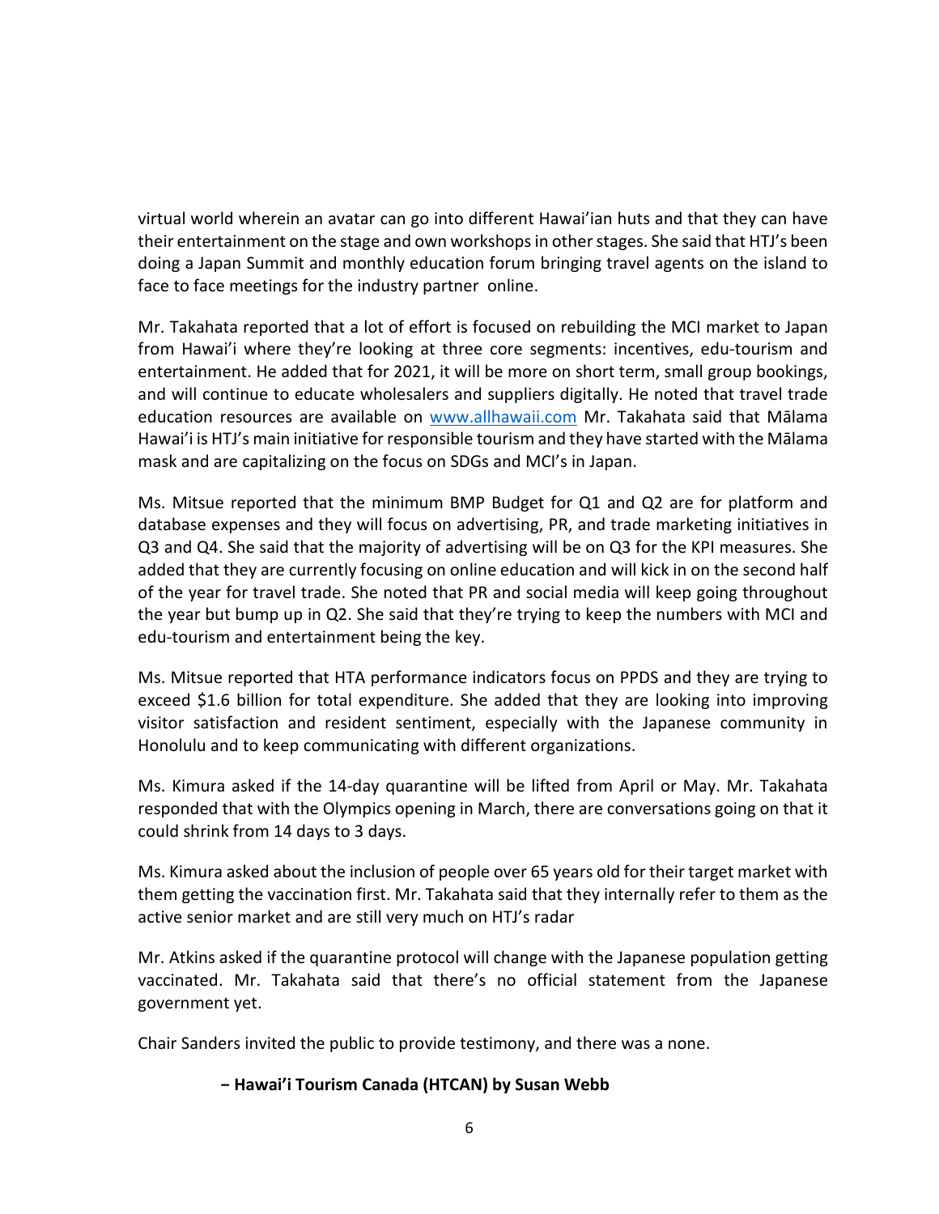virtual world wherein an avatar can go into different Hawai'ian huts and that they can have their entertainment on the stage and own workshops in other stages. She said that HTJ's been doing a Japan Summit and monthly education forum bringing travel agents on the island to face to face meetings for the industry partner online.

Mr. Takahata reported that a lot of effort is focused on rebuilding the MCI market to Japan from Hawai'i where they're looking at three core segments: incentives, edu-tourism and entertainment. He added that for 2021, it will be more on short term, small group bookings, and will continue to educate wholesalers and suppliers digitally. He noted that travel trade education resources are available on [www.allhawaii.com](http://www.allhawaii.com) Mr. Takahata said that Mālama Hawai'i is HTJ's main initiative for responsible tourism and they have started with the Mālama mask and are capitalizing on the focus on SDGs and MCI's in Japan.

Ms. Mitsue reported that the minimum BMP Budget for Q1 and Q2 are for platform and database expenses and they will focus on advertising, PR, and trade marketing initiatives in Q3 and Q4. She said that the majority of advertising will be on Q3 for the KPI measures. She added that they are currently focusing on online education and will kick in on the second half of the year for travel trade. She noted that PR and social media will keep going throughout the year but bump up in Q2. She said that they're trying to keep the numbers with MCI and edu-tourism and entertainment being the key.

Ms. Mitsue reported that HTA performance indicators focus on PPDS and they are trying to exceed $1.6 billion for total expenditure. She added that they are looking into improving visitor satisfaction and resident sentiment, especially with the Japanese community in Honolulu and to keep communicating with different organizations.

Ms. Kimura asked if the 14-day quarantine will be lifted from April or May. Mr. Takahata responded that with the Olympics opening in March, there are conversations going on that it could shrink from 14 days to 3 days.

Ms. Kimura asked about the inclusion of people over 65 years old for their target market with them getting the vaccination first. Mr. Takahata said that they internally refer to them as the active senior market and are still very much on HTJ's radar

Mr. Atkins asked if the quarantine protocol will change with the Japanese population getting vaccinated. Mr. Takahata said that there's no official statement from the Japanese government yet.

Chair Sanders invited the public to provide testimony, and there was a none.

**− Hawai'i Tourism Canada (HTCAN) by Susan Webb**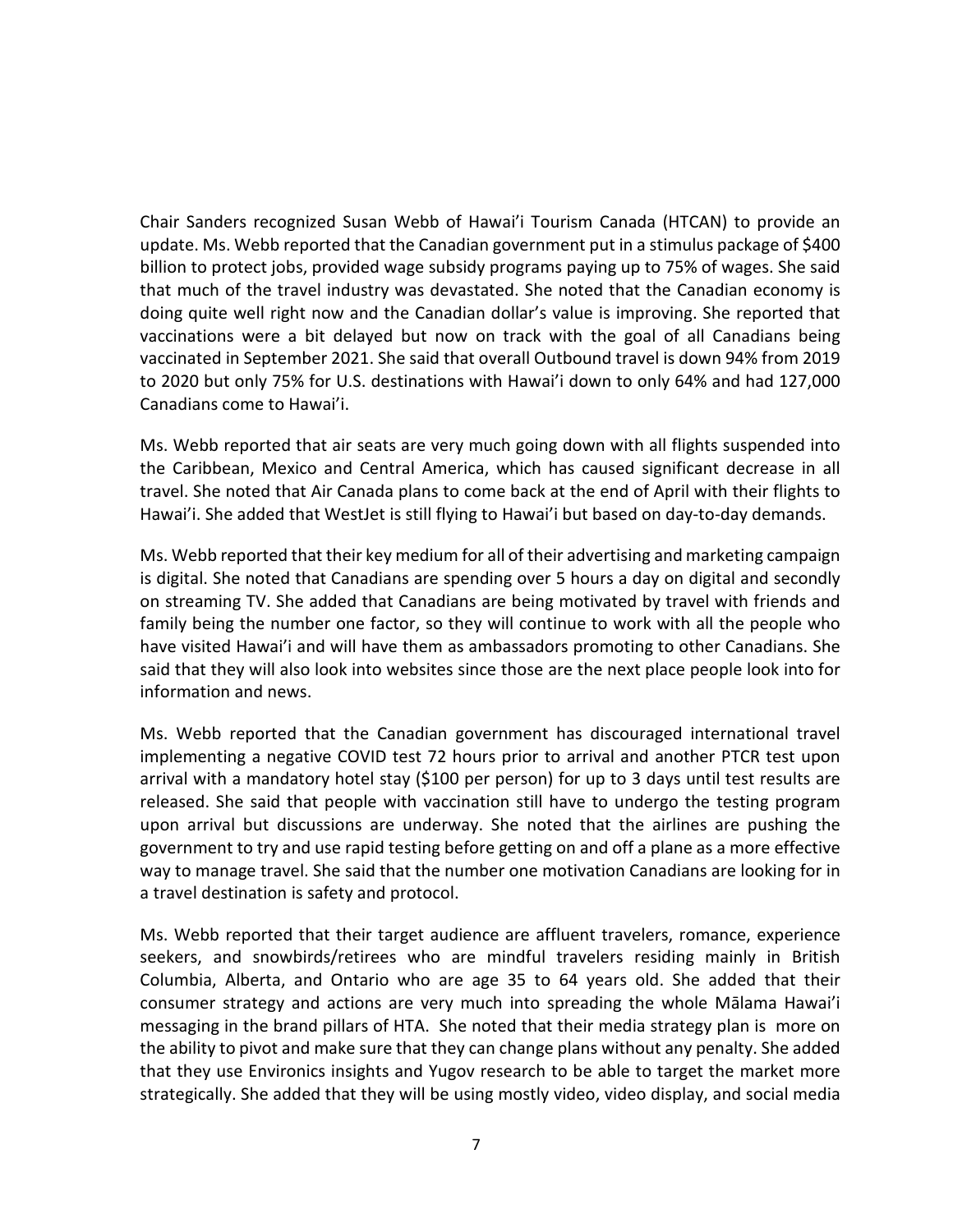Chair Sanders recognized Susan Webb of Hawai'i Tourism Canada (HTCAN) to provide an update. Ms. Webb reported that the Canadian government put in a stimulus package of $400 billion to protect jobs, provided wage subsidy programs paying up to 75% of wages. She said that much of the travel industry was devastated. She noted that the Canadian economy is doing quite well right now and the Canadian dollar's value is improving. She reported that vaccinations were a bit delayed but now on track with the goal of all Canadians being vaccinated in September 2021. She said that overall Outbound travel is down 94% from 2019 to 2020 but only 75% for U.S. destinations with Hawai'i down to only 64% and had 127,000 Canadians come to Hawai'i.

Ms. Webb reported that air seats are very much going down with all flights suspended into the Caribbean, Mexico and Central America, which has caused significant decrease in all travel. She noted that Air Canada plans to come back at the end of April with their flights to Hawai'i. She added that WestJet is still flying to Hawai'i but based on day-to-day demands.

Ms. Webb reported that their key medium for all of their advertising and marketing campaign is digital. She noted that Canadians are spending over 5 hours a day on digital and secondly on streaming TV. She added that Canadians are being motivated by travel with friends and family being the number one factor, so they will continue to work with all the people who have visited Hawai'i and will have them as ambassadors promoting to other Canadians. She said that they will also look into websites since those are the next place people look into for information and news.

Ms. Webb reported that the Canadian government has discouraged international travel implementing a negative COVID test 72 hours prior to arrival and another PTCR test upon arrival with a mandatory hotel stay ($100 per person) for up to 3 days until test results are released. She said that people with vaccination still have to undergo the testing program upon arrival but discussions are underway. She noted that the airlines are pushing the government to try and use rapid testing before getting on and off a plane as a more effective way to manage travel. She said that the number one motivation Canadians are looking for in a travel destination is safety and protocol.

Ms. Webb reported that their target audience are affluent travelers, romance, experience seekers, and snowbirds/retirees who are mindful travelers residing mainly in British Columbia, Alberta, and Ontario who are age 35 to 64 years old. She added that their consumer strategy and actions are very much into spreading the whole Mālama Hawai'i messaging in the brand pillars of HTA. She noted that their media strategy plan is more on the ability to pivot and make sure that they can change plans without any penalty. She added that they use Environics insights and Yugov research to be able to target the market more strategically. She added that they will be using mostly video, video display, and social media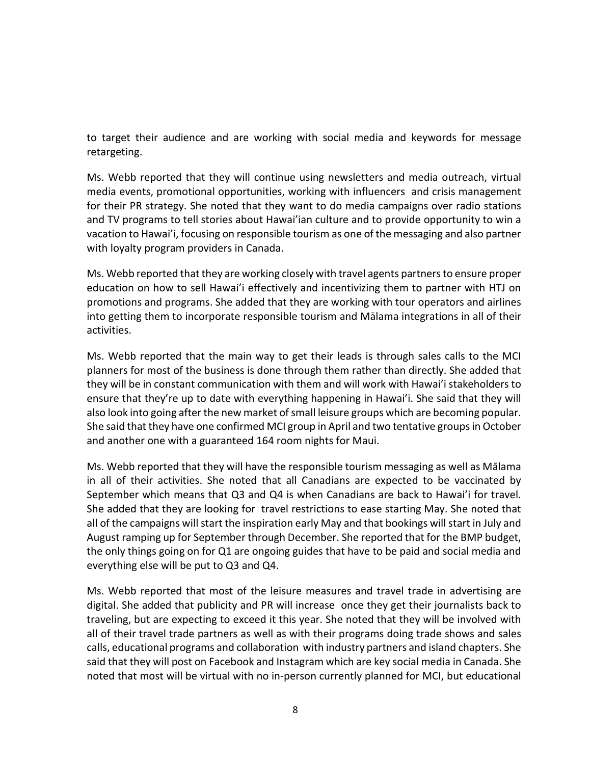to target their audience and are working with social media and keywords for message retargeting.

Ms. Webb reported that they will continue using newsletters and media outreach, virtual media events, promotional opportunities, working with influencers and crisis management for their PR strategy. She noted that they want to do media campaigns over radio stations and TV programs to tell stories about Hawai'ian culture and to provide opportunity to win a vacation to Hawai'i, focusing on responsible tourism as one of the messaging and also partner with loyalty program providers in Canada.

Ms. Webb reported that they are working closely with travel agents partners to ensure proper education on how to sell Hawai'i effectively and incentivizing them to partner with HTJ on promotions and programs. She added that they are working with tour operators and airlines into getting them to incorporate responsible tourism and Mālama integrations in all of their activities.

Ms. Webb reported that the main way to get their leads is through sales calls to the MCI planners for most of the business is done through them rather than directly. She added that they will be in constant communication with them and will work with Hawai'i stakeholders to ensure that they're up to date with everything happening in Hawai'i. She said that they will also look into going after the new market of small leisure groups which are becoming popular. She said that they have one confirmed MCI group in April and two tentative groups in October and another one with a guaranteed 164 room nights for Maui.

Ms. Webb reported that they will have the responsible tourism messaging as well as Mālama in all of their activities. She noted that all Canadians are expected to be vaccinated by September which means that Q3 and Q4 is when Canadians are back to Hawai'i for travel. She added that they are looking for travel restrictions to ease starting May. She noted that all of the campaigns will start the inspiration early May and that bookings will start in July and August ramping up for September through December. She reported that for the BMP budget, the only things going on for Q1 are ongoing guides that have to be paid and social media and everything else will be put to Q3 and Q4.

Ms. Webb reported that most of the leisure measures and travel trade in advertising are digital. She added that publicity and PR will increase once they get their journalists back to traveling, but are expecting to exceed it this year. She noted that they will be involved with all of their travel trade partners as well as with their programs doing trade shows and sales calls, educational programs and collaboration with industry partners and island chapters. She said that they will post on Facebook and Instagram which are key social media in Canada. She noted that most will be virtual with no in-person currently planned for MCI, but educational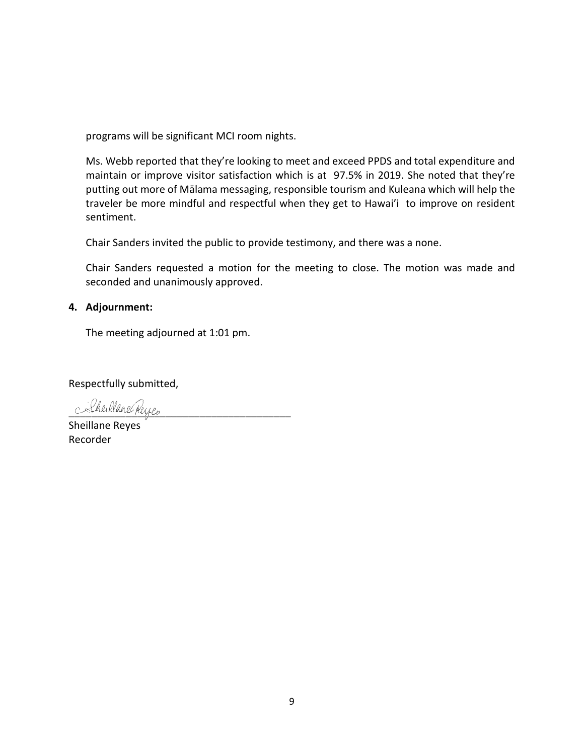programs will be significant MCI room nights.

Ms. Webb reported that they're looking to meet and exceed PPDS and total expenditure and maintain or improve visitor satisfaction which is at 97.5% in 2019. She noted that they're putting out more of Mālama messaging, responsible tourism and Kuleana which will help the traveler be more mindful and respectful when they get to Hawai'i to improve on resident sentiment.

Chair Sanders invited the public to provide testimony, and there was a none.

Chair Sanders requested a motion for the meeting to close. The motion was made and seconded and unanimously approved.

**4. Adjournment:**

The meeting adjourned at 1:01 pm.

Respectfully submitted,

Sheillane Reyes
Recorder